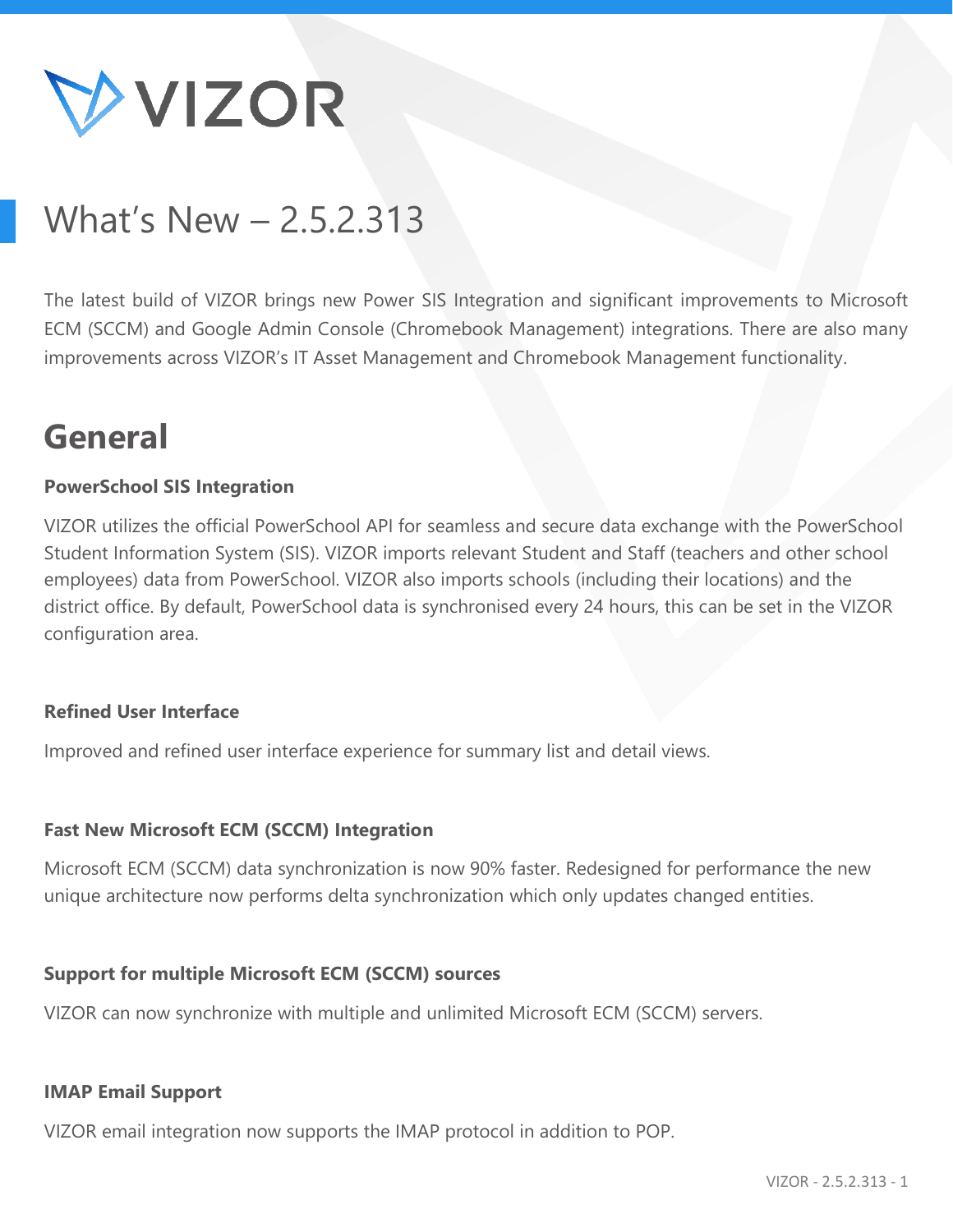# VIZOR

## What's New – 2.5.2.313

The latest build of VIZOR brings new Power SIS Integration and significant improvements to Microsoft ECM (SCCM) and Google Admin Console (Chromebook Management) integrations. There are also many improvements across VIZOR's IT Asset Management and Chromebook Management functionality.

# General

**PowerSchool SIS Integration**

VIZOR utilizes the official PowerSchool API for seamless and secure data exchange with the PowerSchool Student Information System (SIS). VIZOR imports relevant Student and Staff (teachers and other school employees) data from PowerSchool. VIZOR also imports schools (including their locations) and the district office. By default, PowerSchool data is synchronised every 24 hours, this can be set in the VIZOR configuration area.

**Refined User Interface**

Improved and refined user interface experience for summary list and detail views.

**Fast New Microsoft ECM (SCCM) Integration**

Microsoft ECM (SCCM) data synchronization is now 90% faster. Redesigned for performance the new unique architecture now performs delta synchronization which only updates changed entities.

**Support for multiple Microsoft ECM (SCCM) sources**

VIZOR can now synchronize with multiple and unlimited Microsoft ECM (SCCM) servers.

**IMAP Email Support**

VIZOR email integration now supports the IMAP protocol in addition to POP.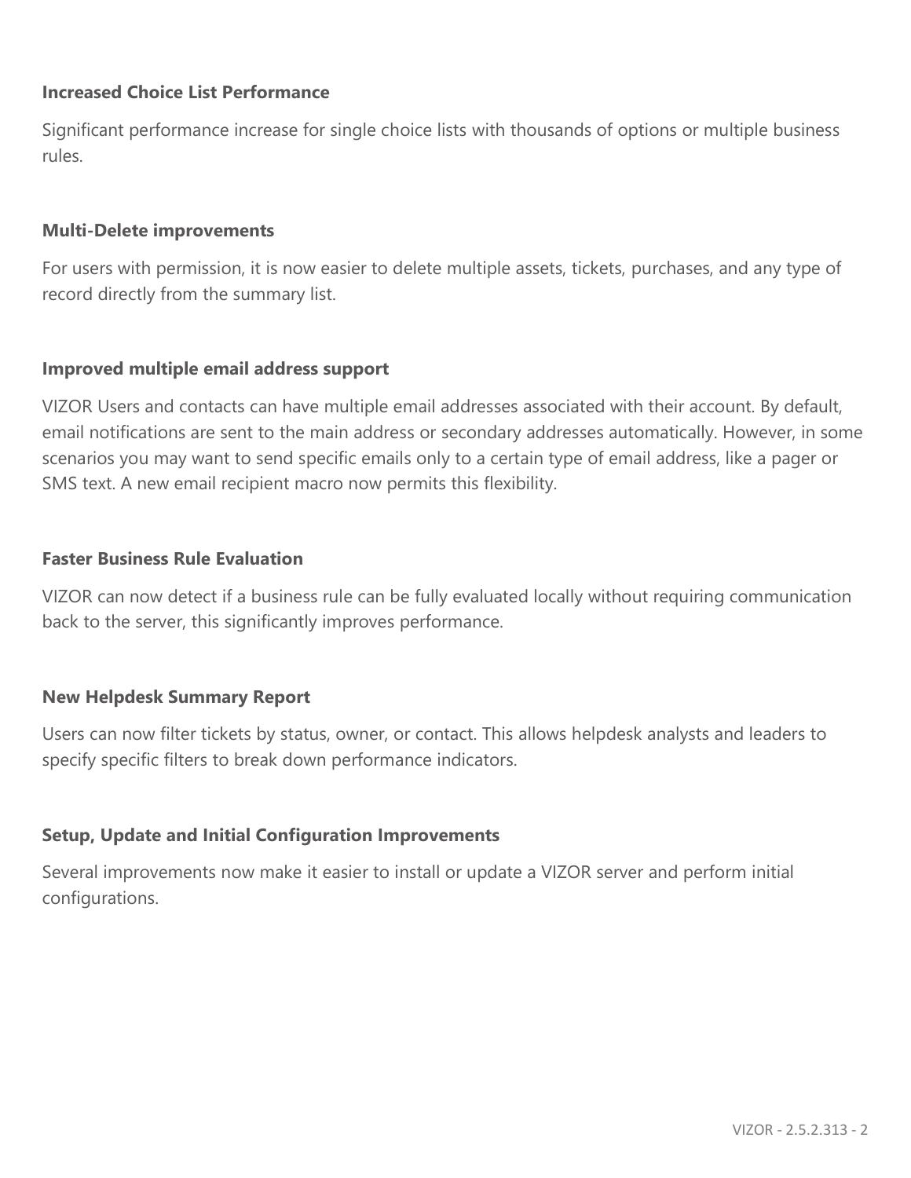**Increased Choice List Performance**

Significant performance increase for single choice lists with thousands of options or multiple business rules.

**Multi-Delete improvements**

For users with permission, it is now easier to delete multiple assets, tickets, purchases, and any type of record directly from the summary list.

**Improved multiple email address support**

VIZOR Users and contacts can have multiple email addresses associated with their account. By default, email notifications are sent to the main address or secondary addresses automatically. However, in some scenarios you may want to send specific emails only to a certain type of email address, like a pager or SMS text. A new email recipient macro now permits this flexibility.

**Faster Business Rule Evaluation**

VIZOR can now detect if a business rule can be fully evaluated locally without requiring communication back to the server, this significantly improves performance.

**New Helpdesk Summary Report**

Users can now filter tickets by status, owner, or contact. This allows helpdesk analysts and leaders to specify specific filters to break down performance indicators.

**Setup, Update and Initial Configuration Improvements**

Several improvements now make it easier to install or update a VIZOR server and perform initial configurations.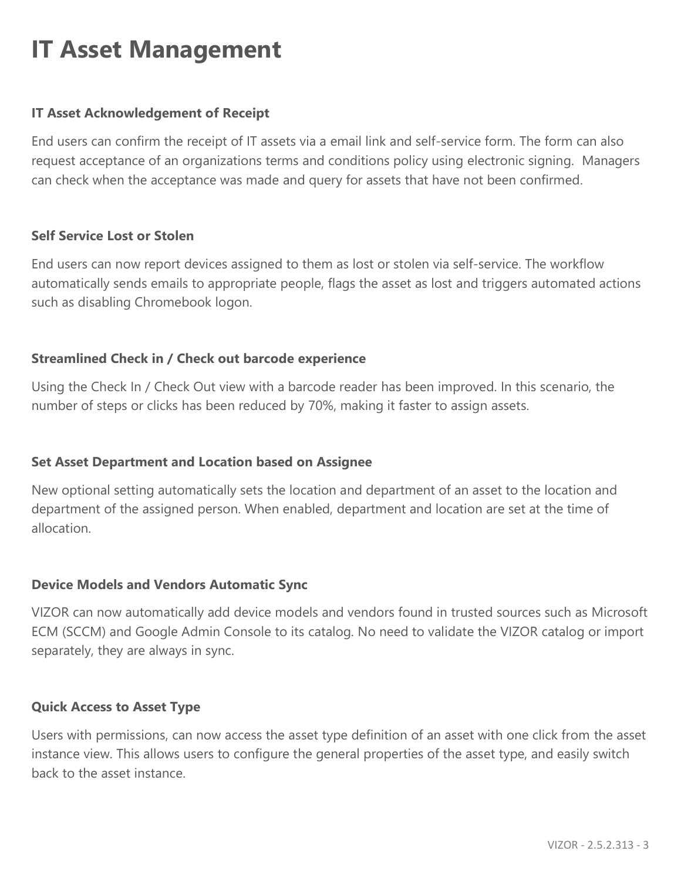# IT Asset Management

**IT Asset Acknowledgement of Receipt**

End users can confirm the receipt of IT assets via a email link and self-service form. The form can also request acceptance of an organizations terms and conditions policy using electronic signing. Managers can check when the acceptance was made and query for assets that have not been confirmed.

**Self Service Lost or Stolen**

End users can now report devices assigned to them as lost or stolen via self-service. The workflow automatically sends emails to appropriate people, flags the asset as lost and triggers automated actions such as disabling Chromebook logon.

**Streamlined Check in / Check out barcode experience**

Using the Check In / Check Out view with a barcode reader has been improved. In this scenario, the number of steps or clicks has been reduced by 70%, making it faster to assign assets.

**Set Asset Department and Location based on Assignee**

New optional setting automatically sets the location and department of an asset to the location and department of the assigned person. When enabled, department and location are set at the time of allocation.

**Device Models and Vendors Automatic Sync**

VIZOR can now automatically add device models and vendors found in trusted sources such as Microsoft ECM (SCCM) and Google Admin Console to its catalog. No need to validate the VIZOR catalog or import separately, they are always in sync.

**Quick Access to Asset Type**

Users with permissions, can now access the asset type definition of an asset with one click from the asset instance view. This allows users to configure the general properties of the asset type, and easily switch back to the asset instance.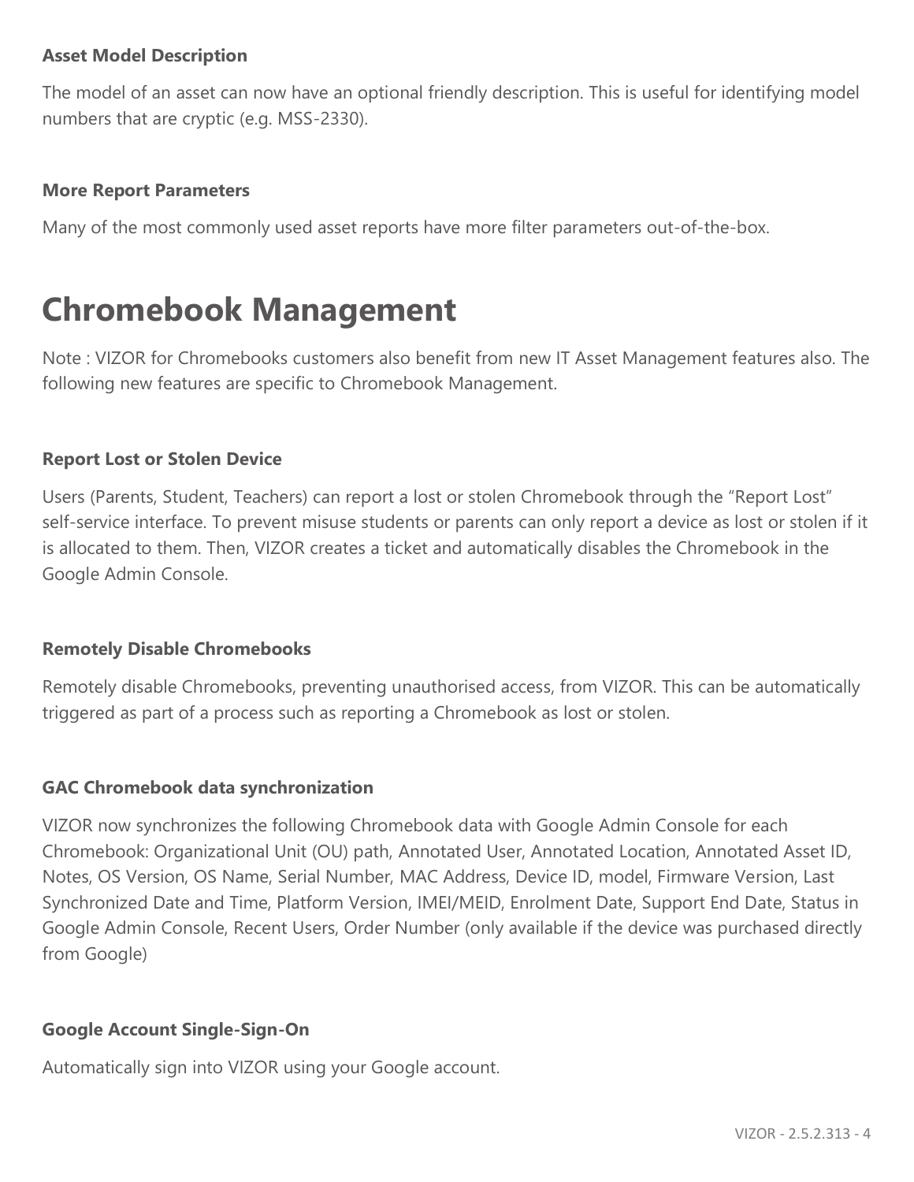### Asset Model Description

The model of an asset can now have an optional friendly description. This is useful for identifying model numbers that are cryptic (e.g. MSS-2330).

### More Report Parameters

Many of the most commonly used asset reports have more filter parameters out-of-the-box.

# Chromebook Management

Note : VIZOR for Chromebooks customers also benefit from new IT Asset Management features also. The following new features are specific to Chromebook Management.

### Report Lost or Stolen Device

Users (Parents, Student, Teachers) can report a lost or stolen Chromebook through the “Report Lost” self-service interface. To prevent misuse students or parents can only report a device as lost or stolen if it is allocated to them. Then, VIZOR creates a ticket and automatically disables the Chromebook in the Google Admin Console.

### Remotely Disable Chromebooks

Remotely disable Chromebooks, preventing unauthorised access, from VIZOR. This can be automatically triggered as part of a process such as reporting a Chromebook as lost or stolen.

### GAC Chromebook data synchronization

VIZOR now synchronizes the following Chromebook data with Google Admin Console for each Chromebook: Organizational Unit (OU) path, Annotated User, Annotated Location, Annotated Asset ID, Notes, OS Version, OS Name, Serial Number, MAC Address, Device ID, model, Firmware Version, Last Synchronized Date and Time, Platform Version, IMEI/MEID, Enrolment Date, Support End Date, Status in Google Admin Console, Recent Users, Order Number (only available if the device was purchased directly from Google)

### Google Account Single-Sign-On

Automatically sign into VIZOR using your Google account.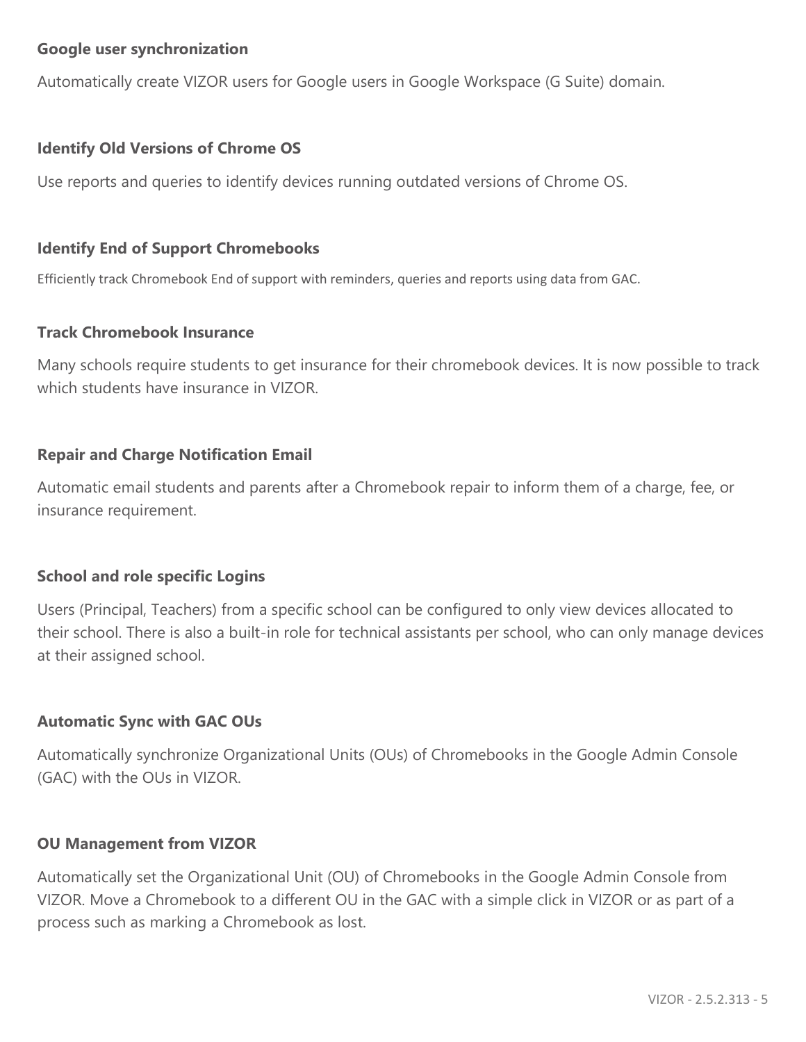### Google user synchronization

Automatically create VIZOR users for Google users in Google Workspace (G Suite) domain.

### Identify Old Versions of Chrome OS

Use reports and queries to identify devices running outdated versions of Chrome OS.

### Identify End of Support Chromebooks

Efficiently track Chromebook End of support with reminders, queries and reports using data from GAC.

### Track Chromebook Insurance

Many schools require students to get insurance for their chromebook devices. It is now possible to track which students have insurance in VIZOR.

### Repair and Charge Notification Email

Automatic email students and parents after a Chromebook repair to inform them of a charge, fee, or insurance requirement.

### School and role specific Logins

Users (Principal, Teachers) from a specific school can be configured to only view devices allocated to their school. There is also a built-in role for technical assistants per school, who can only manage devices at their assigned school.

### Automatic Sync with GAC OUs

Automatically synchronize Organizational Units (OUs) of Chromebooks in the Google Admin Console (GAC) with the OUs in VIZOR.

### OU Management from VIZOR

Automatically set the Organizational Unit (OU) of Chromebooks in the Google Admin Console from VIZOR. Move a Chromebook to a different OU in the GAC with a simple click in VIZOR or as part of a process such as marking a Chromebook as lost.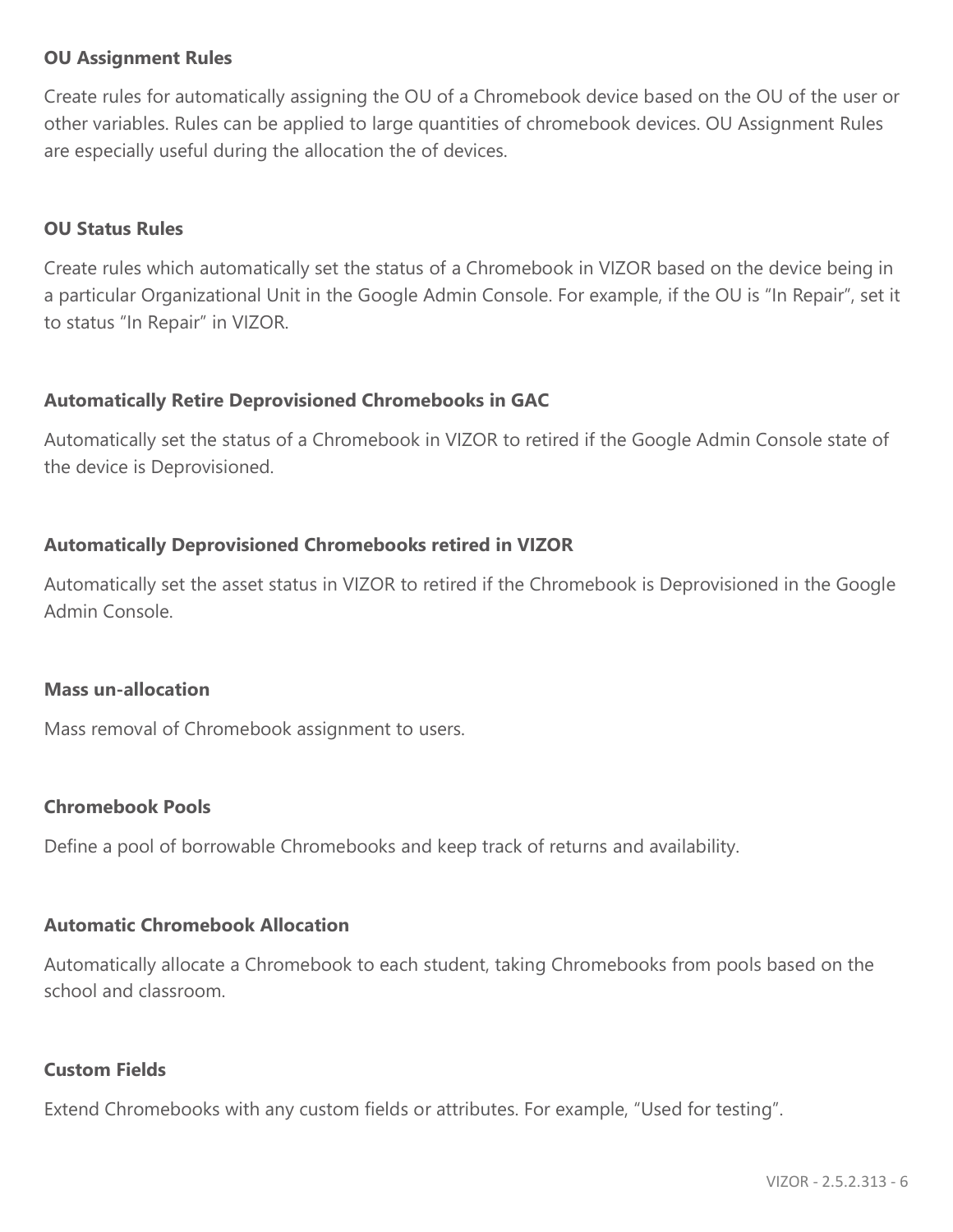**OU Assignment Rules**

Create rules for automatically assigning the OU of a Chromebook device based on the OU of the user or other variables. Rules can be applied to large quantities of chromebook devices. OU Assignment Rules are especially useful during the allocation the of devices.

**OU Status Rules**

Create rules which automatically set the status of a Chromebook in VIZOR based on the device being in a particular Organizational Unit in the Google Admin Console. For example, if the OU is "In Repair", set it to status "In Repair" in VIZOR.

**Automatically Retire Deprovisioned Chromebooks in GAC**

Automatically set the status of a Chromebook in VIZOR to retired if the Google Admin Console state of the device is Deprovisioned.

**Automatically Deprovisioned Chromebooks retired in VIZOR**

Automatically set the asset status in VIZOR to retired if the Chromebook is Deprovisioned in the Google Admin Console.

**Mass un-allocation**

Mass removal of Chromebook assignment to users.

**Chromebook Pools**

Define a pool of borrowable Chromebooks and keep track of returns and availability.

**Automatic Chromebook Allocation**

Automatically allocate a Chromebook to each student, taking Chromebooks from pools based on the school and classroom.

**Custom Fields**

Extend Chromebooks with any custom fields or attributes. For example, "Used for testing".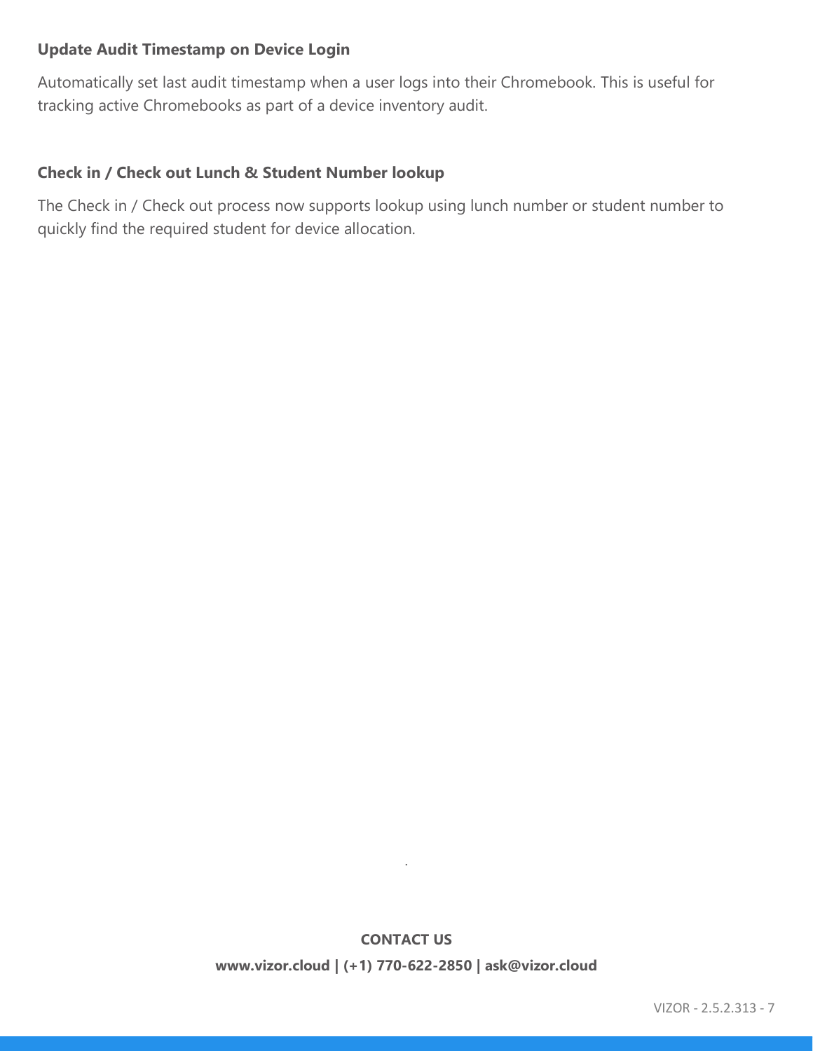### Update Audit Timestamp on Device Login

Automatically set last audit timestamp when a user logs into their Chromebook. This is useful for tracking active Chromebooks as part of a device inventory audit.

### Check in / Check out Lunch & Student Number lookup

The Check in / Check out process now supports lookup using lunch number or student number to quickly find the required student for device allocation.

**CONTACT US**

**www.vizor.cloud | (+1) 770-622-2850 | ask@vizor.cloud**